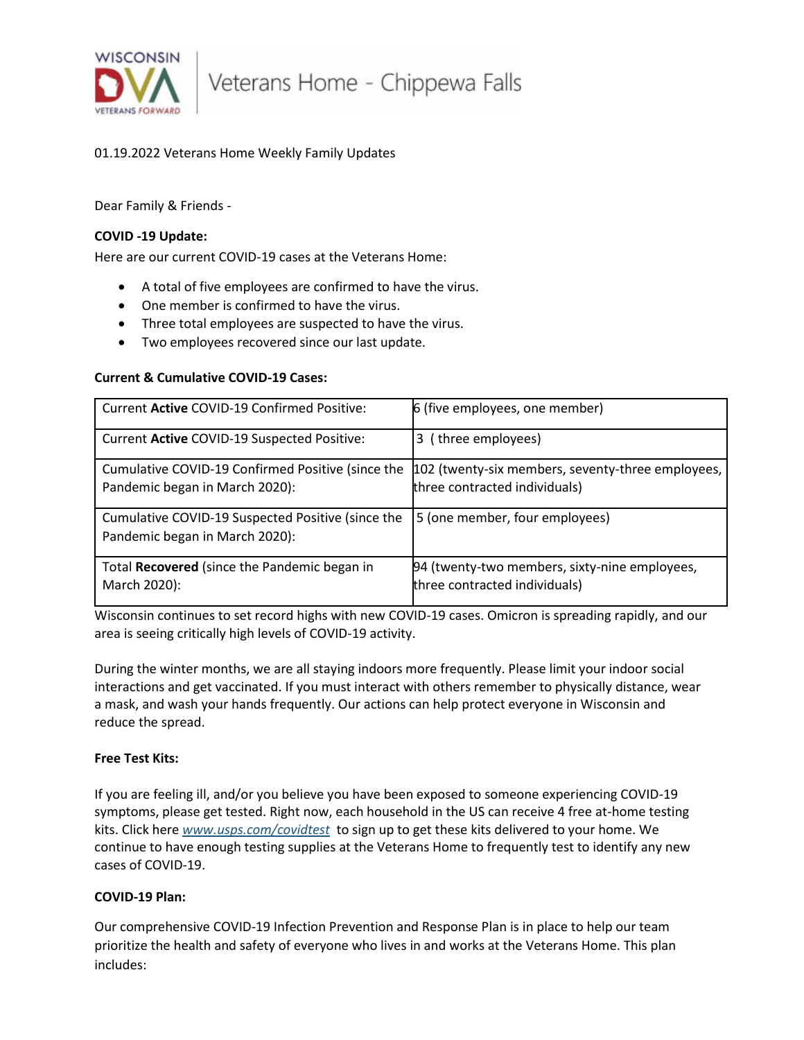# Veterans Home - Chippewa Falls

01.19.2022 Veterans Home Weekly Family Updates

Dear Family & Friends -

**COVID -19 Update:**

Here are our current COVID-19 cases at the Veterans Home:

- A total of five employees are confirmed to have the virus.
- One member is confirmed to have the virus.
- Three total employees are suspected to have the virus.
- Two employees recovered since our last update.

**Current & Cumulative COVID-19 Cases:**

| | |
|---|---|
| Current **Active** COVID-19 Confirmed Positive: | 6 (five employees, one member) |
| Current **Active** COVID-19 Suspected Positive: | 3 ( three employees) |
| Cumulative COVID-19 Confirmed Positive (since the Pandemic began in March 2020): | 102 (twenty-six members, seventy-three employees, three contracted individuals) |
| Cumulative COVID-19 Suspected Positive (since the Pandemic began in March 2020): | 5 (one member, four employees) |
| Total **Recovered** (since the Pandemic began in March 2020): | 94 (twenty-two members, sixty-nine employees, three contracted individuals) |

Wisconsin continues to set record highs with new COVID-19 cases. Omicron is spreading rapidly, and our area is seeing critically high levels of COVID-19 activity.

During the winter months, we are all staying indoors more frequently. Please limit your indoor social interactions and get vaccinated. If you must interact with others remember to physically distance, wear a mask, and wash your hands frequently. Our actions can help protect everyone in Wisconsin and reduce the spread.

**Free Test Kits:**

If you are feeling ill, and/or you believe you have been exposed to someone experiencing COVID-19 symptoms, please get tested. Right now, each household in the US can receive 4 free at-home testing kits. Click here *www.usps.com/covidtest* to sign up to get these kits delivered to your home. We continue to have enough testing supplies at the Veterans Home to frequently test to identify any new cases of COVID-19.

**COVID-19 Plan:**

Our comprehensive COVID-19 Infection Prevention and Response Plan is in place to help our team prioritize the health and safety of everyone who lives in and works at the Veterans Home. This plan includes: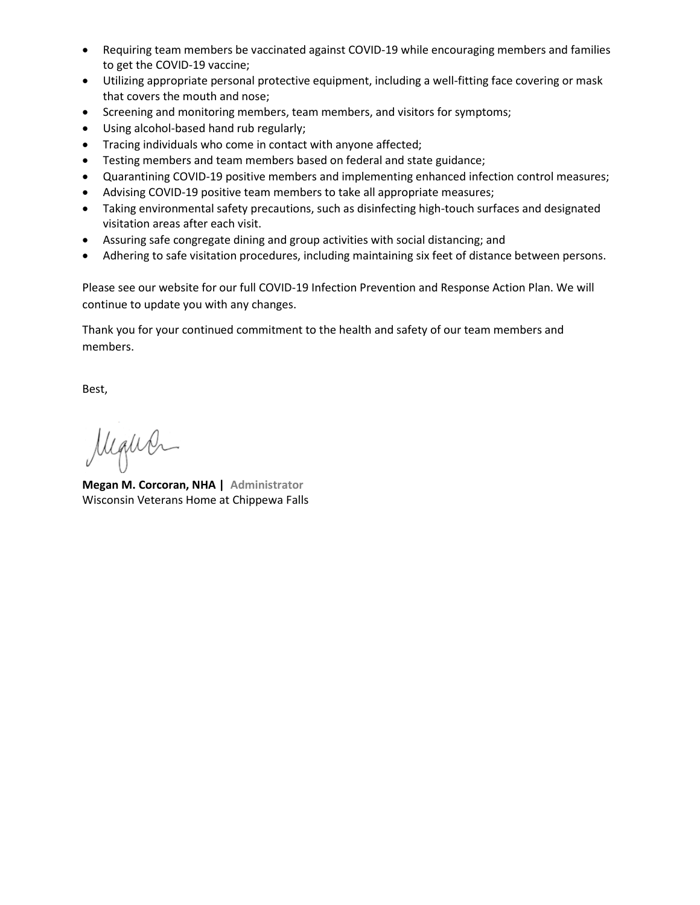- Requiring team members be vaccinated against COVID-19 while encouraging members and families to get the COVID-19 vaccine;
- Utilizing appropriate personal protective equipment, including a well-fitting face covering or mask that covers the mouth and nose;
- Screening and monitoring members, team members, and visitors for symptoms;
- Using alcohol-based hand rub regularly;
- Tracing individuals who come in contact with anyone affected;
- Testing members and team members based on federal and state guidance;
- Quarantining COVID-19 positive members and implementing enhanced infection control measures;
- Advising COVID-19 positive team members to take all appropriate measures;
- Taking environmental safety precautions, such as disinfecting high-touch surfaces and designated visitation areas after each visit.
- Assuring safe congregate dining and group activities with social distancing; and
- Adhering to safe visitation procedures, including maintaining six feet of distance between persons.

Please see our website for our full COVID-19 Infection Prevention and Response Action Plan. We will continue to update you with any changes.

Thank you for your continued commitment to the health and safety of our team members and members.

Best,

**Megan M. Corcoran, NHA |** **Administrator**
Wisconsin Veterans Home at Chippewa Falls